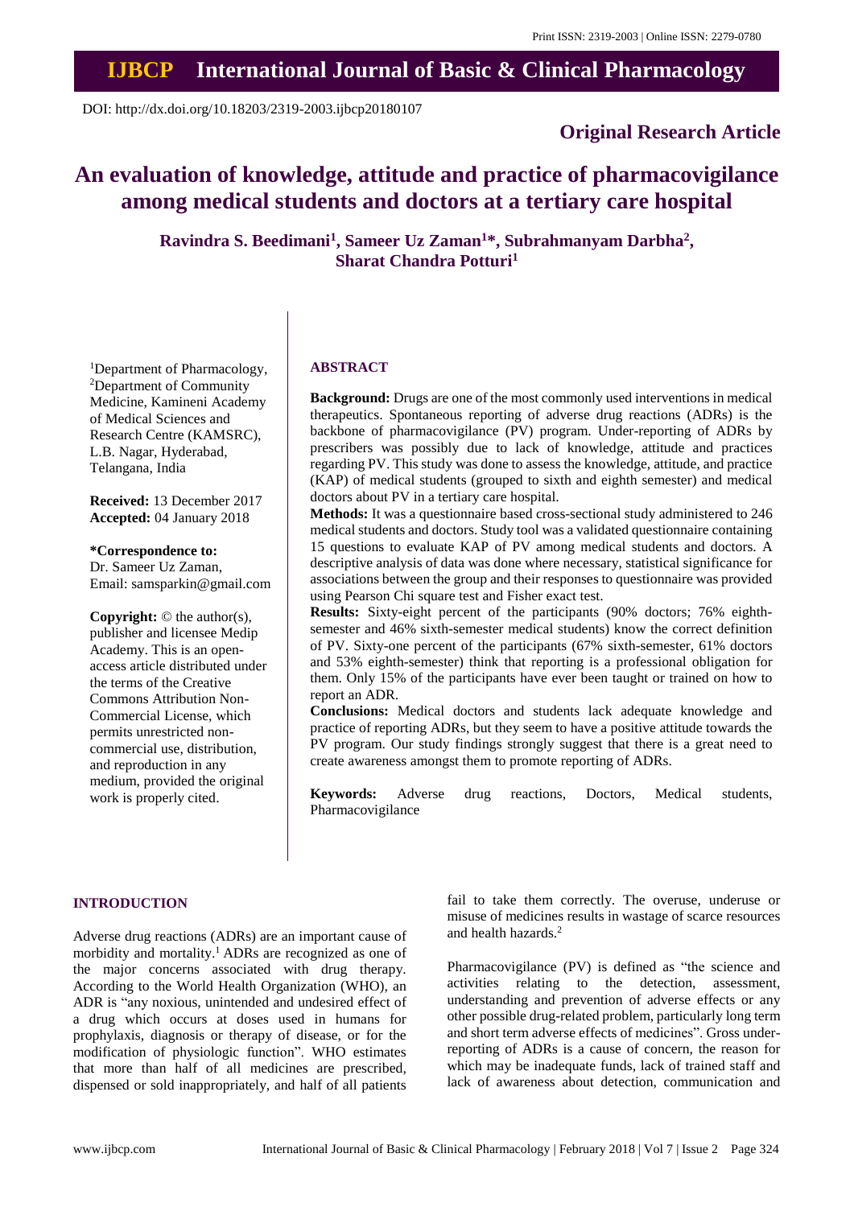Print ISSN: 2319-2003 | Online ISSN: 2279-0780

# IJBCP International Journal of Basic & Clinical Pharmacology

DOI: http://dx.doi.org/10.18203/2319-2003.ijbcp20180107

**Original Research Article**

# An evaluation of knowledge, attitude and practice of pharmacovigilance among medical students and doctors at a tertiary care hospital

**Ravindra S. Beedimani[1], Sameer Uz Zaman[1]\*, Subrahmanyam Darbha[2], Sharat Chandra Potturi[1]**

[1]Department of Pharmacology, [2]Department of Community Medicine, Kamineni Academy of Medical Sciences and Research Centre (KAMSRC), L.B. Nagar, Hyderabad, Telangana, India

**Received:** 13 December 2017
**Accepted:** 04 January 2018

**\*Correspondence to:**
Dr. Sameer Uz Zaman,
Email: samsparkin@gmail.com

**Copyright:** © the author(s), publisher and licensee Medip Academy. This is an open-access article distributed under the terms of the Creative Commons Attribution Non-Commercial License, which permits unrestricted non-commercial use, distribution, and reproduction in any medium, provided the original work is properly cited.

## ABSTRACT

**Background:** Drugs are one of the most commonly used interventions in medical therapeutics. Spontaneous reporting of adverse drug reactions (ADRs) is the backbone of pharmacovigilance (PV) program. Under-reporting of ADRs by prescribers was possibly due to lack of knowledge, attitude and practices regarding PV. This study was done to assess the knowledge, attitude, and practice (KAP) of medical students (grouped to sixth and eighth semester) and medical doctors about PV in a tertiary care hospital.

**Methods:** It was a questionnaire based cross-sectional study administered to 246 medical students and doctors. Study tool was a validated questionnaire containing 15 questions to evaluate KAP of PV among medical students and doctors. A descriptive analysis of data was done where necessary, statistical significance for associations between the group and their responses to questionnaire was provided using Pearson Chi square test and Fisher exact test.

**Results:** Sixty-eight percent of the participants (90% doctors; 76% eighth-semester and 46% sixth-semester medical students) know the correct definition of PV. Sixty-one percent of the participants (67% sixth-semester, 61% doctors and 53% eighth-semester) think that reporting is a professional obligation for them. Only 15% of the participants have ever been taught or trained on how to report an ADR.

**Conclusions:** Medical doctors and students lack adequate knowledge and practice of reporting ADRs, but they seem to have a positive attitude towards the PV program. Our study findings strongly suggest that there is a great need to create awareness amongst them to promote reporting of ADRs.

**Keywords:** Adverse drug reactions, Doctors, Medical students, Pharmacovigilance

## INTRODUCTION

Adverse drug reactions (ADRs) are an important cause of morbidity and mortality.[1] ADRs are recognized as one of the major concerns associated with drug therapy. According to the World Health Organization (WHO), an ADR is "any noxious, unintended and undesired effect of a drug which occurs at doses used in humans for prophylaxis, diagnosis or therapy of disease, or for the modification of physiologic function". WHO estimates that more than half of all medicines are prescribed, dispensed or sold inappropriately, and half of all patients fail to take them correctly. The overuse, underuse or misuse of medicines results in wastage of scarce resources and health hazards.[2]

Pharmacovigilance (PV) is defined as "the science and activities relating to the detection, assessment, understanding and prevention of adverse effects or any other possible drug-related problem, particularly long term and short term adverse effects of medicines". Gross under-reporting of ADRs is a cause of concern, the reason for which may be inadequate funds, lack of trained staff and lack of awareness about detection, communication and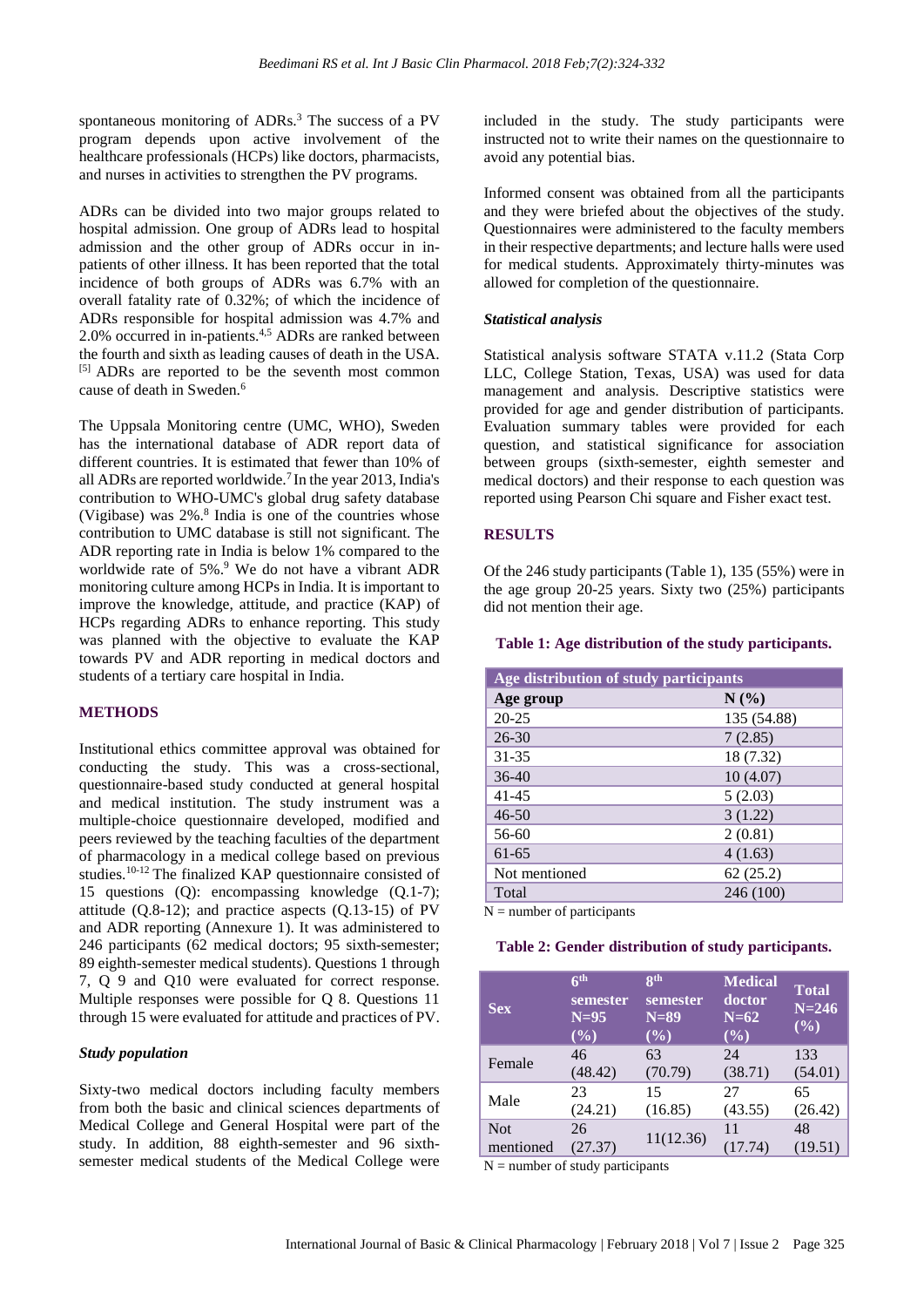spontaneous monitoring of ADRs.[3] The success of a PV program depends upon active involvement of the healthcare professionals (HCPs) like doctors, pharmacists, and nurses in activities to strengthen the PV programs.

ADRs can be divided into two major groups related to hospital admission. One group of ADRs lead to hospital admission and the other group of ADRs occur in in-patients of other illness. It has been reported that the total incidence of both groups of ADRs was 6.7% with an overall fatality rate of 0.32%; of which the incidence of ADRs responsible for hospital admission was 4.7% and 2.0% occurred in in-patients.[4,5] ADRs are ranked between the fourth and sixth as leading causes of death in the USA.[5] ADRs are reported to be the seventh most common cause of death in Sweden.[6]

The Uppsala Monitoring centre (UMC, WHO), Sweden has the international database of ADR report data of different countries. It is estimated that fewer than 10% of all ADRs are reported worldwide.[7] In the year 2013, India's contribution to WHO-UMC's global drug safety database (Vigibase) was 2%.[8] India is one of the countries whose contribution to UMC database is still not significant. The ADR reporting rate in India is below 1% compared to the worldwide rate of 5%.[9] We do not have a vibrant ADR monitoring culture among HCPs in India. It is important to improve the knowledge, attitude, and practice (KAP) of HCPs regarding ADRs to enhance reporting. This study was planned with the objective to evaluate the KAP towards PV and ADR reporting in medical doctors and students of a tertiary care hospital in India.

## METHODS

Institutional ethics committee approval was obtained for conducting the study. This was a cross-sectional, questionnaire-based study conducted at general hospital and medical institution. The study instrument was a multiple-choice questionnaire developed, modified and peers reviewed by the teaching faculties of the department of pharmacology in a medical college based on previous studies.[10-12] The finalized KAP questionnaire consisted of 15 questions (Q): encompassing knowledge (Q.1-7); attitude (Q.8-12); and practice aspects (Q.13-15) of PV and ADR reporting (Annexure 1). It was administered to 246 participants (62 medical doctors; 95 sixth-semester; 89 eighth-semester medical students). Questions 1 through 7, Q 9 and Q10 were evaluated for correct response. Multiple responses were possible for Q 8. Questions 11 through 15 were evaluated for attitude and practices of PV.

### *Study population*

Sixty-two medical doctors including faculty members from both the basic and clinical sciences departments of Medical College and General Hospital were part of the study. In addition, 88 eighth-semester and 96 sixth-semester medical students of the Medical College were included in the study. The study participants were instructed not to write their names on the questionnaire to avoid any potential bias.

Informed consent was obtained from all the participants and they were briefed about the objectives of the study. Questionnaires were administered to the faculty members in their respective departments; and lecture halls were used for medical students. Approximately thirty-minutes was allowed for completion of the questionnaire.

### *Statistical analysis*

Statistical analysis software STATA v.11.2 (Stata Corp LLC, College Station, Texas, USA) was used for data management and analysis. Descriptive statistics were provided for age and gender distribution of participants. Evaluation summary tables were provided for each question, and statistical significance for association between groups (sixth-semester, eighth semester and medical doctors) and their response to each question was reported using Pearson Chi square and Fisher exact test.

## RESULTS

Of the 246 study participants (Table 1), 135 (55%) were in the age group 20-25 years. Sixty two (25%) participants did not mention their age.

**Table 1: Age distribution of the study participants.**

| Age distribution of study participants | |
|---|---|
| **Age group** | **N (%)** |
| 20-25 | 135 (54.88) |
| 26-30 | 7 (2.85) |
| 31-35 | 18 (7.32) |
| 36-40 | 10 (4.07) |
| 41-45 | 5 (2.03) |
| 46-50 | 3 (1.22) |
| 56-60 | 2 (0.81) |
| 61-65 | 4 (1.63) |
| Not mentioned | 62 (25.2) |
| Total | 246 (100) |

N = number of participants

**Table 2: Gender distribution of study participants.**

| Sex | 6th semester N=95 (%) | 8th semester N=89 (%) | Medical doctor N=62 (%) | Total N=246 (%) |
|---|---|---|---|---|
| Female | 46 (48.42) | 63 (70.79) | 24 (38.71) | 133 (54.01) |
| Male | 23 (24.21) | 15 (16.85) | 27 (43.55) | 65 (26.42) |
| Not mentioned | 26 (27.37) | 11(12.36) | 11 (17.74) | 48 (19.51) |

N = number of study participants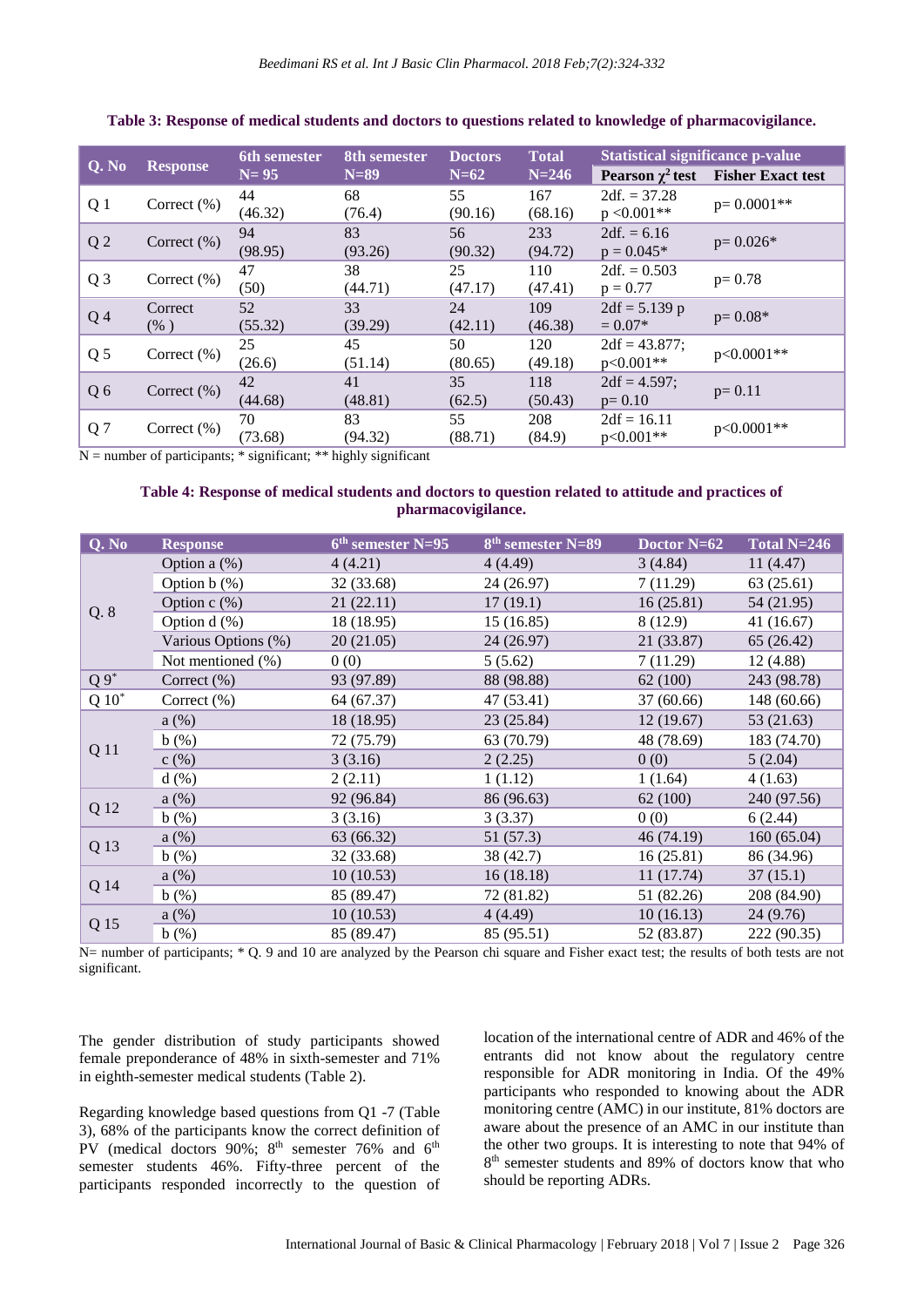**Table 3: Response of medical students and doctors to questions related to knowledge of pharmacovigilance.**

| Q. No | Response | 6th semester N= 95 | 8th semester N=89 | Doctors N=62 | Total N=246 | Statistical significance p-value | |
|---|---|---|---|---|---|---|---|
| | | | | | | Pearson $\chi^2$ test | Fisher Exact test |
| Q 1 | Correct (%) | 44 (46.32) | 68 (76.4) | 55 (90.16) | 167 (68.16) | 2df. = 37.28 p <0.001** | p= 0.0001** |
| Q 2 | Correct (%) | 94 (98.95) | 83 (93.26) | 56 (90.32) | 233 (94.72) | 2df. = 6.16 p = 0.045* | p= 0.026* |
| Q 3 | Correct (%) | 47 (50) | 38 (44.71) | 25 (47.17) | 110 (47.41) | 2df. = 0.503 p = 0.77 | p= 0.78 |
| Q 4 | Correct (% ) | 52 (55.32) | 33 (39.29) | 24 (42.11) | 109 (46.38) | 2df = 5.139 p = 0.07* | p= 0.08* |
| Q 5 | Correct (%) | 25 (26.6) | 45 (51.14) | 50 (80.65) | 120 (49.18) | 2df = 43.877; p<0.001** | p<0.0001** |
| Q 6 | Correct (%) | 42 (44.68) | 41 (48.81) | 35 (62.5) | 118 (50.43) | 2df = 4.597; p= 0.10 | p= 0.11 |
| Q 7 | Correct (%) | 70 (73.68) | 83 (94.32) | 55 (88.71) | 208 (84.9) | 2df = 16.11 p<0.001** | p<0.0001** |

N = number of participants; * significant; ** highly significant

**Table 4: Response of medical students and doctors to question related to attitude and practices of pharmacovigilance.**

| Q. No | Response | 6th semester N=95 | 8th semester N=89 | Doctor N=62 | Total N=246 |
|---|---|---|---|---|---|
| Q. 8 | Option a (%) | 4 (4.21) | 4 (4.49) | 3 (4.84) | 11 (4.47) |
| | Option b (%) | 32 (33.68) | 24 (26.97) | 7 (11.29) | 63 (25.61) |
| | Option c (%) | 21 (22.11) | 17 (19.1) | 16 (25.81) | 54 (21.95) |
| | Option d (%) | 18 (18.95) | 15 (16.85) | 8 (12.9) | 41 (16.67) |
| | Various Options (%) | 20 (21.05) | 24 (26.97) | 21 (33.87) | 65 (26.42) |
| | Not mentioned (%) | 0 (0) | 5 (5.62) | 7 (11.29) | 12 (4.88) |
| Q 9* | Correct (%) | 93 (97.89) | 88 (98.88) | 62 (100) | 243 (98.78) |
| Q 10* | Correct (%) | 64 (67.37) | 47 (53.41) | 37 (60.66) | 148 (60.66) |
| Q 11 | a (%) | 18 (18.95) | 23 (25.84) | 12 (19.67) | 53 (21.63) |
| | b (%) | 72 (75.79) | 63 (70.79) | 48 (78.69) | 183 (74.70) |
| | c (%) | 3 (3.16) | 2 (2.25) | 0 (0) | 5 (2.04) |
| | d (%) | 2 (2.11) | 1 (1.12) | 1 (1.64) | 4 (1.63) |
| Q 12 | a (%) | 92 (96.84) | 86 (96.63) | 62 (100) | 240 (97.56) |
| | b (%) | 3 (3.16) | 3 (3.37) | 0 (0) | 6 (2.44) |
| Q 13 | a (%) | 63 (66.32) | 51 (57.3) | 46 (74.19) | 160 (65.04) |
| | b (%) | 32 (33.68) | 38 (42.7) | 16 (25.81) | 86 (34.96) |
| Q 14 | a (%) | 10 (10.53) | 16 (18.18) | 11 (17.74) | 37 (15.1) |
| | b (%) | 85 (89.47) | 72 (81.82) | 51 (82.26) | 208 (84.90) |
| Q 15 | a (%) | 10 (10.53) | 4 (4.49) | 10 (16.13) | 24 (9.76) |
| | b (%) | 85 (89.47) | 85 (95.51) | 52 (83.87) | 222 (90.35) |

N= number of participants; * Q. 9 and 10 are analyzed by the Pearson chi square and Fisher exact test; the results of both tests are not significant.

The gender distribution of study participants showed female preponderance of 48% in sixth-semester and 71% in eighth-semester medical students (Table 2).

Regarding knowledge based questions from Q1 -7 (Table 3), 68% of the participants know the correct definition of PV (medical doctors 90%; 8th semester 76% and 6th semester students 46%. Fifty-three percent of the participants responded incorrectly to the question of location of the international centre of ADR and 46% of the entrants did not know about the regulatory centre responsible for ADR monitoring in India. Of the 49% participants who responded to knowing about the ADR monitoring centre (AMC) in our institute, 81% doctors are aware about the presence of an AMC in our institute than the other two groups. It is interesting to note that 94% of 8th semester students and 89% of doctors know that who should be reporting ADRs.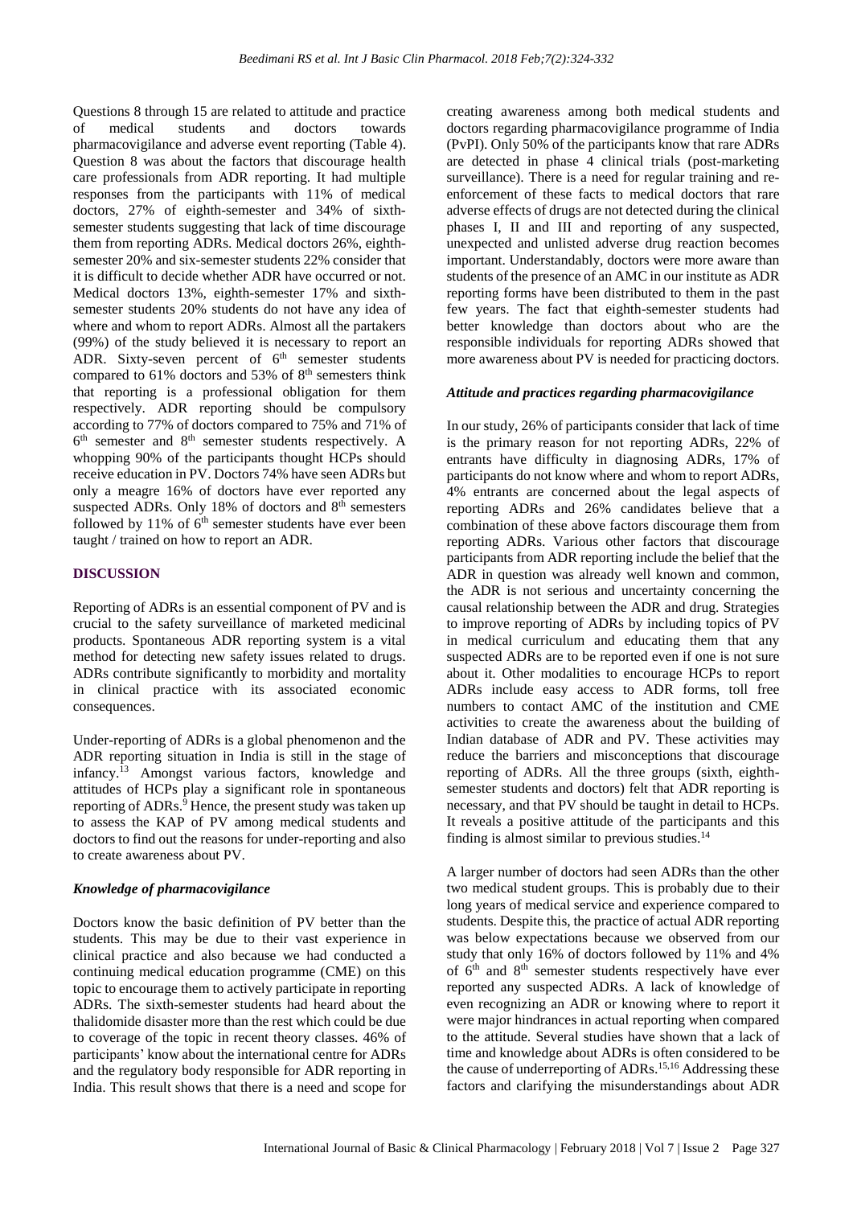Questions 8 through 15 are related to attitude and practice of medical students and doctors towards pharmacovigilance and adverse event reporting (Table 4). Question 8 was about the factors that discourage health care professionals from ADR reporting. It had multiple responses from the participants with 11% of medical doctors, 27% of eighth-semester and 34% of sixth-semester students suggesting that lack of time discourage them from reporting ADRs. Medical doctors 26%, eighth-semester 20% and six-semester students 22% consider that it is difficult to decide whether ADR have occurred or not. Medical doctors 13%, eighth-semester 17% and sixth-semester students 20% students do not have any idea of where and whom to report ADRs. Almost all the partakers (99%) of the study believed it is necessary to report an ADR. Sixty-seven percent of 6[th] semester students compared to 61% doctors and 53% of 8[th] semesters think that reporting is a professional obligation for them respectively. ADR reporting should be compulsory according to 77% of doctors compared to 75% and 71% of 6[th] semester and 8[th] semester students respectively. A whopping 90% of the participants thought HCPs should receive education in PV. Doctors 74% have seen ADRs but only a meagre 16% of doctors have ever reported any suspected ADRs. Only 18% of doctors and 8[th] semesters followed by 11% of 6[th] semester students have ever been taught / trained on how to report an ADR.

## DISCUSSION

Reporting of ADRs is an essential component of PV and is crucial to the safety surveillance of marketed medicinal products. Spontaneous ADR reporting system is a vital method for detecting new safety issues related to drugs. ADRs contribute significantly to morbidity and mortality in clinical practice with its associated economic consequences.

Under-reporting of ADRs is a global phenomenon and the ADR reporting situation in India is still in the stage of infancy.[13] Amongst various factors, knowledge and attitudes of HCPs play a significant role in spontaneous reporting of ADRs.[9] Hence, the present study was taken up to assess the KAP of PV among medical students and doctors to find out the reasons for under-reporting and also to create awareness about PV.

### *Knowledge of pharmacovigilance*

Doctors know the basic definition of PV better than the students. This may be due to their vast experience in clinical practice and also because we had conducted a continuing medical education programme (CME) on this topic to encourage them to actively participate in reporting ADRs. The sixth-semester students had heard about the thalidomide disaster more than the rest which could be due to coverage of the topic in recent theory classes. 46% of participants' know about the international centre for ADRs and the regulatory body responsible for ADR reporting in India. This result shows that there is a need and scope for creating awareness among both medical students and doctors regarding pharmacovigilance programme of India (PvPI). Only 50% of the participants know that rare ADRs are detected in phase 4 clinical trials (post-marketing surveillance). There is a need for regular training and re-enforcement of these facts to medical doctors that rare adverse effects of drugs are not detected during the clinical phases I, II and III and reporting of any suspected, unexpected and unlisted adverse drug reaction becomes important. Understandably, doctors were more aware than students of the presence of an AMC in our institute as ADR reporting forms have been distributed to them in the past few years. The fact that eighth-semester students had better knowledge than doctors about who are the responsible individuals for reporting ADRs showed that more awareness about PV is needed for practicing doctors.

### *Attitude and practices regarding pharmacovigilance*

In our study, 26% of participants consider that lack of time is the primary reason for not reporting ADRs, 22% of entrants have difficulty in diagnosing ADRs, 17% of participants do not know where and whom to report ADRs, 4% entrants are concerned about the legal aspects of reporting ADRs and 26% candidates believe that a combination of these above factors discourage them from reporting ADRs. Various other factors that discourage participants from ADR reporting include the belief that the ADR in question was already well known and common, the ADR is not serious and uncertainty concerning the causal relationship between the ADR and drug. Strategies to improve reporting of ADRs by including topics of PV in medical curriculum and educating them that any suspected ADRs are to be reported even if one is not sure about it. Other modalities to encourage HCPs to report ADRs include easy access to ADR forms, toll free numbers to contact AMC of the institution and CME activities to create the awareness about the building of Indian database of ADR and PV. These activities may reduce the barriers and misconceptions that discourage reporting of ADRs. All the three groups (sixth, eighth-semester students and doctors) felt that ADR reporting is necessary, and that PV should be taught in detail to HCPs. It reveals a positive attitude of the participants and this finding is almost similar to previous studies.[14]

A larger number of doctors had seen ADRs than the other two medical student groups. This is probably due to their long years of medical service and experience compared to students. Despite this, the practice of actual ADR reporting was below expectations because we observed from our study that only 16% of doctors followed by 11% and 4% of 6[th] and 8[th] semester students respectively have ever reported any suspected ADRs. A lack of knowledge of even recognizing an ADR or knowing where to report it were major hindrances in actual reporting when compared to the attitude. Several studies have shown that a lack of time and knowledge about ADRs is often considered to be the cause of underreporting of ADRs.[15,16] Addressing these factors and clarifying the misunderstandings about ADR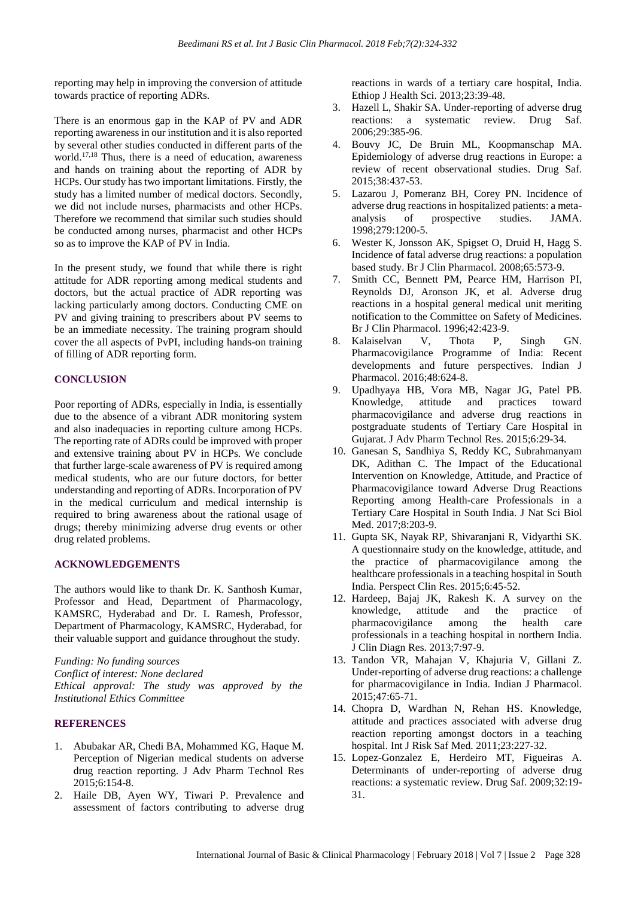reporting may help in improving the conversion of attitude towards practice of reporting ADRs.

There is an enormous gap in the KAP of PV and ADR reporting awareness in our institution and it is also reported by several other studies conducted in different parts of the world.[17,18] Thus, there is a need of education, awareness and hands on training about the reporting of ADR by HCPs. Our study has two important limitations. Firstly, the study has a limited number of medical doctors. Secondly, we did not include nurses, pharmacists and other HCPs. Therefore we recommend that similar such studies should be conducted among nurses, pharmacist and other HCPs so as to improve the KAP of PV in India.

In the present study, we found that while there is right attitude for ADR reporting among medical students and doctors, but the actual practice of ADR reporting was lacking particularly among doctors. Conducting CME on PV and giving training to prescribers about PV seems to be an immediate necessity. The training program should cover the all aspects of PvPI, including hands-on training of filling of ADR reporting form.

## CONCLUSION

Poor reporting of ADRs, especially in India, is essentially due to the absence of a vibrant ADR monitoring system and also inadequacies in reporting culture among HCPs. The reporting rate of ADRs could be improved with proper and extensive training about PV in HCPs. We conclude that further large-scale awareness of PV is required among medical students, who are our future doctors, for better understanding and reporting of ADRs. Incorporation of PV in the medical curriculum and medical internship is required to bring awareness about the rational usage of drugs; thereby minimizing adverse drug events or other drug related problems.

## ACKNOWLEDGEMENTS

The authors would like to thank Dr. K. Santhosh Kumar, Professor and Head, Department of Pharmacology, KAMSRC, Hyderabad and Dr. L Ramesh, Professor, Department of Pharmacology, KAMSRC, Hyderabad, for their valuable support and guidance throughout the study.

*Funding: No funding sources*
*Conflict of interest: None declared*
*Ethical approval: The study was approved by the Institutional Ethics Committee*

## REFERENCES

1. Abubakar AR, Chedi BA, Mohammed KG, Haque M. Perception of Nigerian medical students on adverse drug reaction reporting. J Adv Pharm Technol Res 2015;6:154-8.
2. Haile DB, Ayen WY, Tiwari P. Prevalence and assessment of factors contributing to adverse drug reactions in wards of a tertiary care hospital, India. Ethiop J Health Sci. 2013;23:39-48.
3. Hazell L, Shakir SA. Under-reporting of adverse drug reactions: a systematic review. Drug Saf. 2006;29:385-96.
4. Bouvy JC, De Bruin ML, Koopmanschap MA. Epidemiology of adverse drug reactions in Europe: a review of recent observational studies. Drug Saf. 2015;38:437-53.
5. Lazarou J, Pomeranz BH, Corey PN. Incidence of adverse drug reactions in hospitalized patients: a meta-analysis of prospective studies. JAMA. 1998;279:1200-5.
6. Wester K, Jonsson AK, Spigset O, Druid H, Hagg S. Incidence of fatal adverse drug reactions: a population based study. Br J Clin Pharmacol. 2008;65:573-9.
7. Smith CC, Bennett PM, Pearce HM, Harrison PI, Reynolds DJ, Aronson JK, et al. Adverse drug reactions in a hospital general medical unit meriting notification to the Committee on Safety of Medicines. Br J Clin Pharmacol. 1996;42:423-9.
8. Kalaiselvan V, Thota P, Singh GN. Pharmacovigilance Programme of India: Recent developments and future perspectives. Indian J Pharmacol. 2016;48:624-8.
9. Upadhyaya HB, Vora MB, Nagar JG, Patel PB. Knowledge, attitude and practices toward pharmacovigilance and adverse drug reactions in postgraduate students of Tertiary Care Hospital in Gujarat. J Adv Pharm Technol Res. 2015;6:29-34.
10. Ganesan S, Sandhiya S, Reddy KC, Subrahmanyam DK, Adithan C. The Impact of the Educational Intervention on Knowledge, Attitude, and Practice of Pharmacovigilance toward Adverse Drug Reactions Reporting among Health-care Professionals in a Tertiary Care Hospital in South India. J Nat Sci Biol Med. 2017;8:203-9.
11. Gupta SK, Nayak RP, Shivaranjani R, Vidyarthi SK. A questionnaire study on the knowledge, attitude, and the practice of pharmacovigilance among the healthcare professionals in a teaching hospital in South India. Perspect Clin Res. 2015;6:45-52.
12. Hardeep, Bajaj JK, Rakesh K. A survey on the knowledge, attitude and the practice of pharmacovigilance among the health care professionals in a teaching hospital in northern India. J Clin Diagn Res. 2013;7:97-9.
13. Tandon VR, Mahajan V, Khajuria V, Gillani Z. Under-reporting of adverse drug reactions: a challenge for pharmacovigilance in India. Indian J Pharmacol. 2015;47:65-71.
14. Chopra D, Wardhan N, Rehan HS. Knowledge, attitude and practices associated with adverse drug reaction reporting amongst doctors in a teaching hospital. Int J Risk Saf Med. 2011;23:227-32.
15. Lopez-Gonzalez E, Herdeiro MT, Figueiras A. Determinants of under-reporting of adverse drug reactions: a systematic review. Drug Saf. 2009;32:19-31.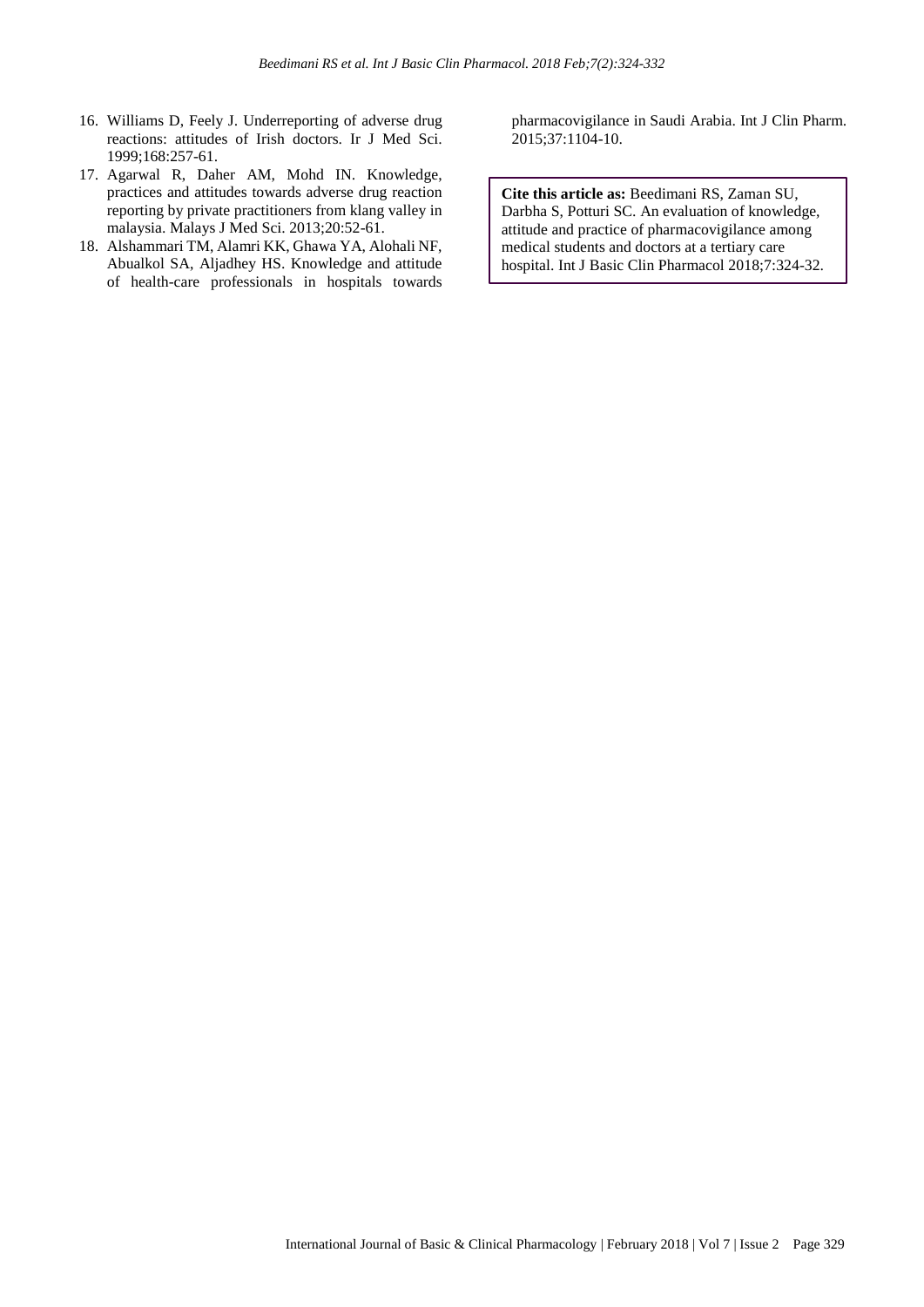16. Williams D, Feely J. Underreporting of adverse drug reactions: attitudes of Irish doctors. Ir J Med Sci. 1999;168:257-61.
17. Agarwal R, Daher AM, Mohd IN. Knowledge, practices and attitudes towards adverse drug reaction reporting by private practitioners from klang valley in malaysia. Malays J Med Sci. 2013;20:52-61.
18. Alshammari TM, Alamri KK, Ghawa YA, Alohali NF, Abualkol SA, Aljadhey HS. Knowledge and attitude of health-care professionals in hospitals towards pharmacovigilance in Saudi Arabia. Int J Clin Pharm. 2015;37:1104-10.

**Cite this article as:** Beedimani RS, Zaman SU, Darbha S, Potturi SC. An evaluation of knowledge, attitude and practice of pharmacovigilance among medical students and doctors at a tertiary care hospital. Int J Basic Clin Pharmacol 2018;7:324-32.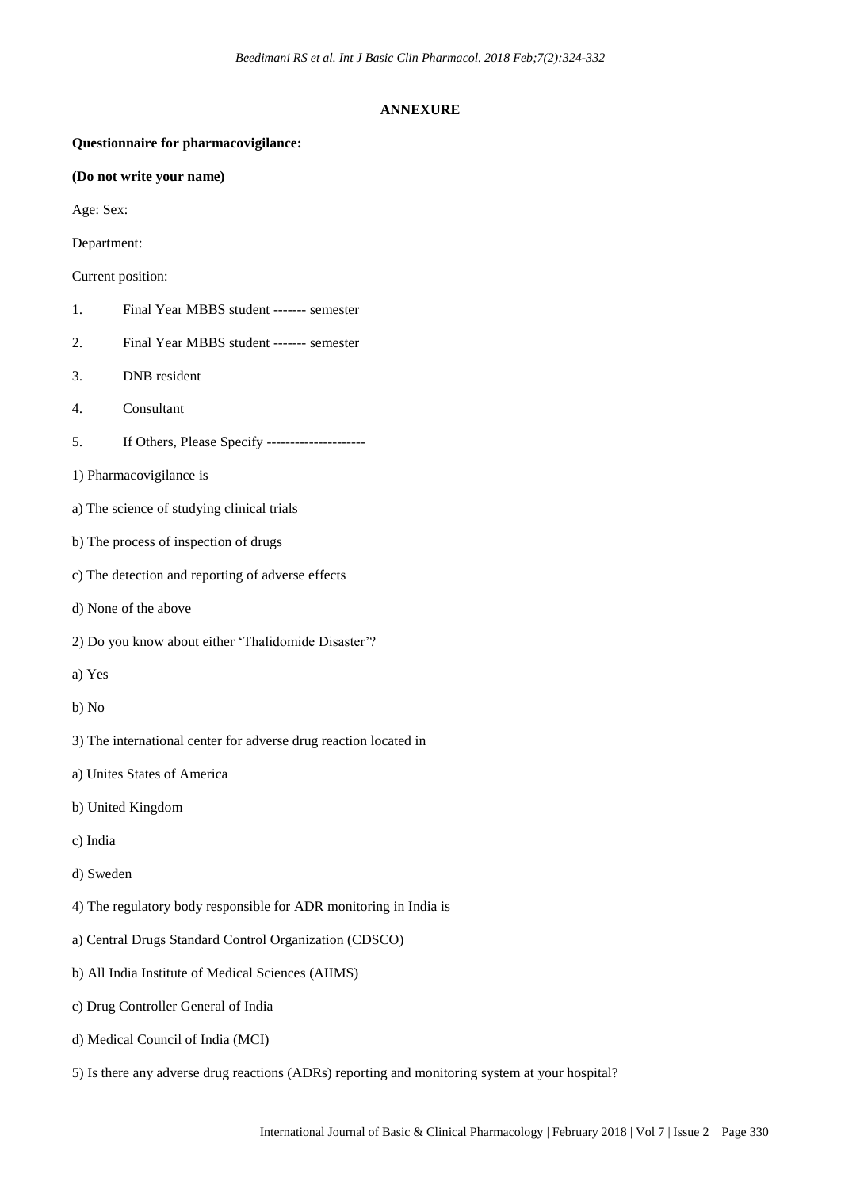## ANNEXURE

**Questionnaire for pharmacovigilance:**

**(Do not write your name)**

Age: Sex:

Department:

Current position:

1. Final Year MBBS student ------- semester
2. Final Year MBBS student ------- semester
3. DNB resident
4. Consultant
5. If Others, Please Specify ---------------------

1) Pharmacovigilance is

a) The science of studying clinical trials

b) The process of inspection of drugs

c) The detection and reporting of adverse effects

d) None of the above

2) Do you know about either 'Thalidomide Disaster'?

a) Yes

b) No

3) The international center for adverse drug reaction located in

a) Unites States of America

b) United Kingdom

c) India

d) Sweden

4) The regulatory body responsible for ADR monitoring in India is

a) Central Drugs Standard Control Organization (CDSCO)

b) All India Institute of Medical Sciences (AIIMS)

c) Drug Controller General of India

d) Medical Council of India (MCI)

5) Is there any adverse drug reactions (ADRs) reporting and monitoring system at your hospital?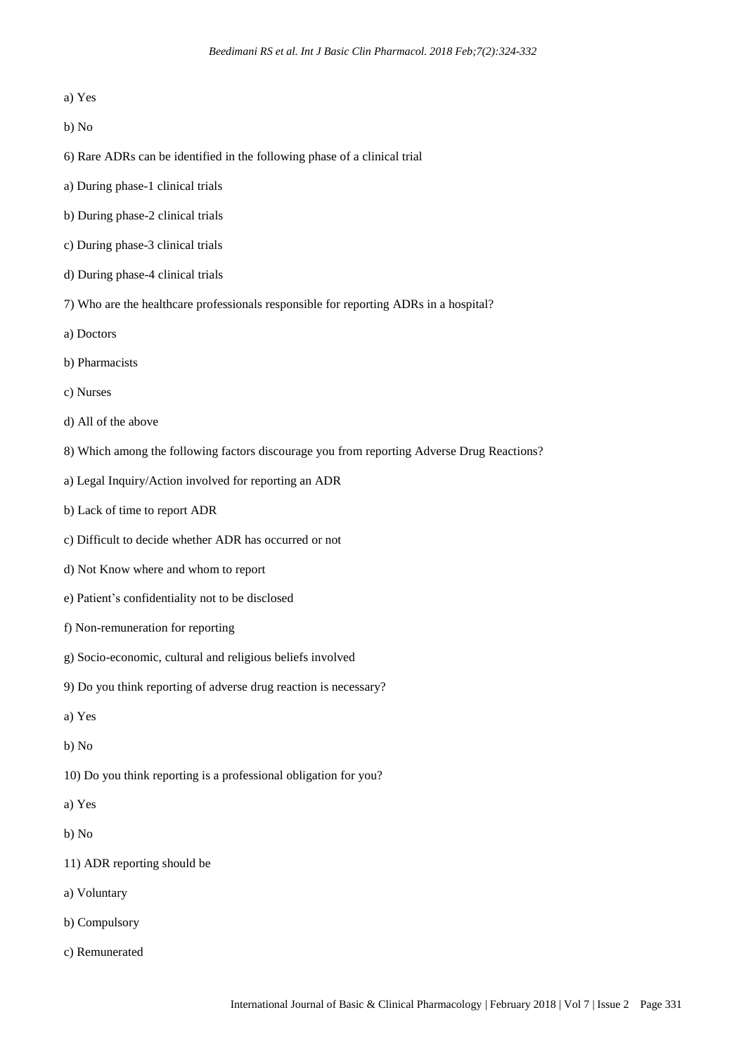a) Yes

b) No

6) Rare ADRs can be identified in the following phase of a clinical trial

a) During phase-1 clinical trials

b) During phase-2 clinical trials

c) During phase-3 clinical trials

d) During phase-4 clinical trials

7) Who are the healthcare professionals responsible for reporting ADRs in a hospital?

a) Doctors

b) Pharmacists

c) Nurses

d) All of the above

8) Which among the following factors discourage you from reporting Adverse Drug Reactions?

a) Legal Inquiry/Action involved for reporting an ADR

b) Lack of time to report ADR

c) Difficult to decide whether ADR has occurred or not

d) Not Know where and whom to report

e) Patient's confidentiality not to be disclosed

f) Non-remuneration for reporting

g) Socio-economic, cultural and religious beliefs involved

9) Do you think reporting of adverse drug reaction is necessary?

a) Yes

b) No

10) Do you think reporting is a professional obligation for you?

a) Yes

b) No

11) ADR reporting should be

a) Voluntary

b) Compulsory

c) Remunerated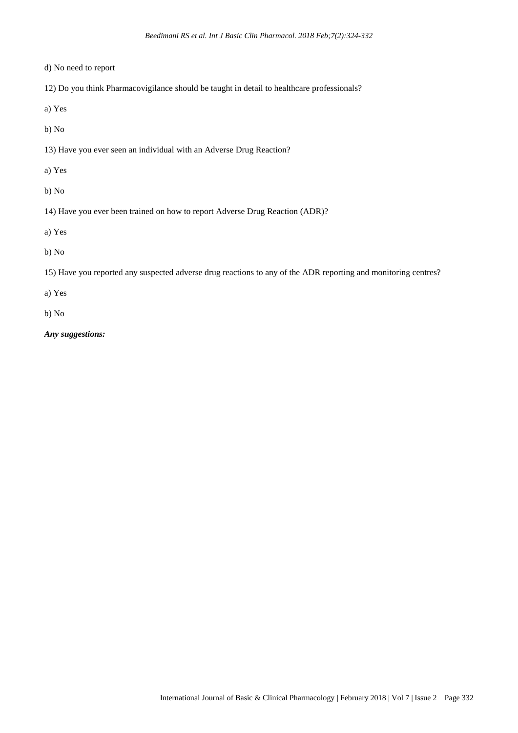d) No need to report

12) Do you think Pharmacovigilance should be taught in detail to healthcare professionals?

a) Yes

b) No

13) Have you ever seen an individual with an Adverse Drug Reaction?

a) Yes

b) No

14) Have you ever been trained on how to report Adverse Drug Reaction (ADR)?

a) Yes

b) No

15) Have you reported any suspected adverse drug reactions to any of the ADR reporting and monitoring centres?

a) Yes

b) No

***Any suggestions:***